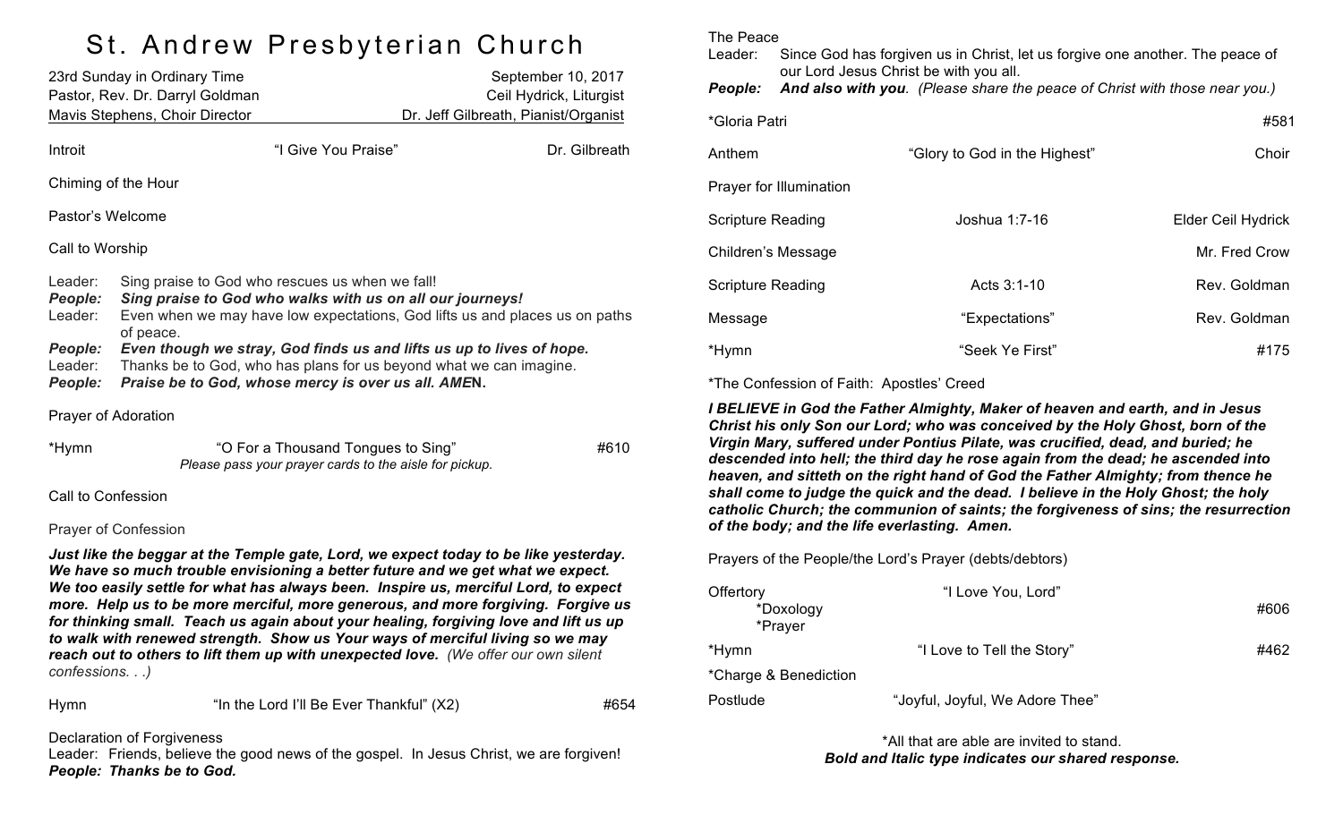# St. Andrew Presbyterian Church

23rd Sunday in Ordinary Time — September 10, 2017
Pastor, Rev. Dr. Darryl Goldman — Ceil Hydrick, Liturgist
Mavis Stephens, Choir Director — Dr. Jeff Gilbreath, Pianist/Organist

Introit — "I Give You Praise" — Dr. Gilbreath

Chiming of the Hour

Pastor's Welcome

Call to Worship

Leader: Sing praise to God who rescues us when we fall!
***People: Sing praise to God who walks with us on all our journeys!***
Leader: Even when we may have low expectations, God lifts us and places us on paths of peace.
***People: Even though we stray, God finds us and lifts us up to lives of hope.***
Leader: Thanks be to God, who has plans for us beyond what we can imagine.
***People: Praise be to God, whose mercy is over us all. AMEN.***

Prayer of Adoration

*Hymn — "O For a Thousand Tongues to Sing" — #610
*Please pass your prayer cards to the aisle for pickup.*

Call to Confession

Prayer of Confession

***Just like the beggar at the Temple gate, Lord, we expect today to be like yesterday. We have so much trouble envisioning a better future and we get what we expect. We too easily settle for what has always been. Inspire us, merciful Lord, to expect more. Help us to be more merciful, more generous, and more forgiving. Forgive us for thinking small. Teach us again about your healing, forgiving love and lift us up to walk with renewed strength. Show us Your ways of merciful living so we may reach out to others to lift them up with unexpected love.*** *(We offer our own silent confessions. . .)*

Hymn — "In the Lord I'll Be Ever Thankful" (X2) — #654

Declaration of Forgiveness
Leader: Friends, believe the good news of the gospel. In Jesus Christ, we are forgiven!
***People: Thanks be to God.***

The Peace
Leader: Since God has forgiven us in Christ, let us forgive one another. The peace of our Lord Jesus Christ be with you all.
***People: And also with you.*** *(Please share the peace of Christ with those near you.)*

*Gloria Patri — #581

Anthem — "Glory to God in the Highest" — Choir

Prayer for Illumination

Scripture Reading — Joshua 1:7-16 — Elder Ceil Hydrick

Children's Message — Mr. Fred Crow

Scripture Reading — Acts 3:1-10 — Rev. Goldman

Message — "Expectations" — Rev. Goldman

*Hymn — "Seek Ye First" — #175

*The Confession of Faith: Apostles' Creed

***I BELIEVE in God the Father Almighty, Maker of heaven and earth, and in Jesus Christ his only Son our Lord; who was conceived by the Holy Ghost, born of the Virgin Mary, suffered under Pontius Pilate, was crucified, dead, and buried; he descended into hell; the third day he rose again from the dead; he ascended into heaven, and sitteth on the right hand of God the Father Almighty; from thence he shall come to judge the quick and the dead. I believe in the Holy Ghost; the holy catholic Church; the communion of saints; the forgiveness of sins; the resurrection of the body; and the life everlasting. Amen.***

Prayers of the People/the Lord's Prayer (debts/debtors)

Offertory — "I Love You, Lord"
*Doxology — #606
*Prayer

*Hymn — "I Love to Tell the Story" — #462

*Charge & Benediction

Postlude — "Joyful, Joyful, We Adore Thee"

*All that are able are invited to stand.
***Bold and Italic type indicates our shared response.***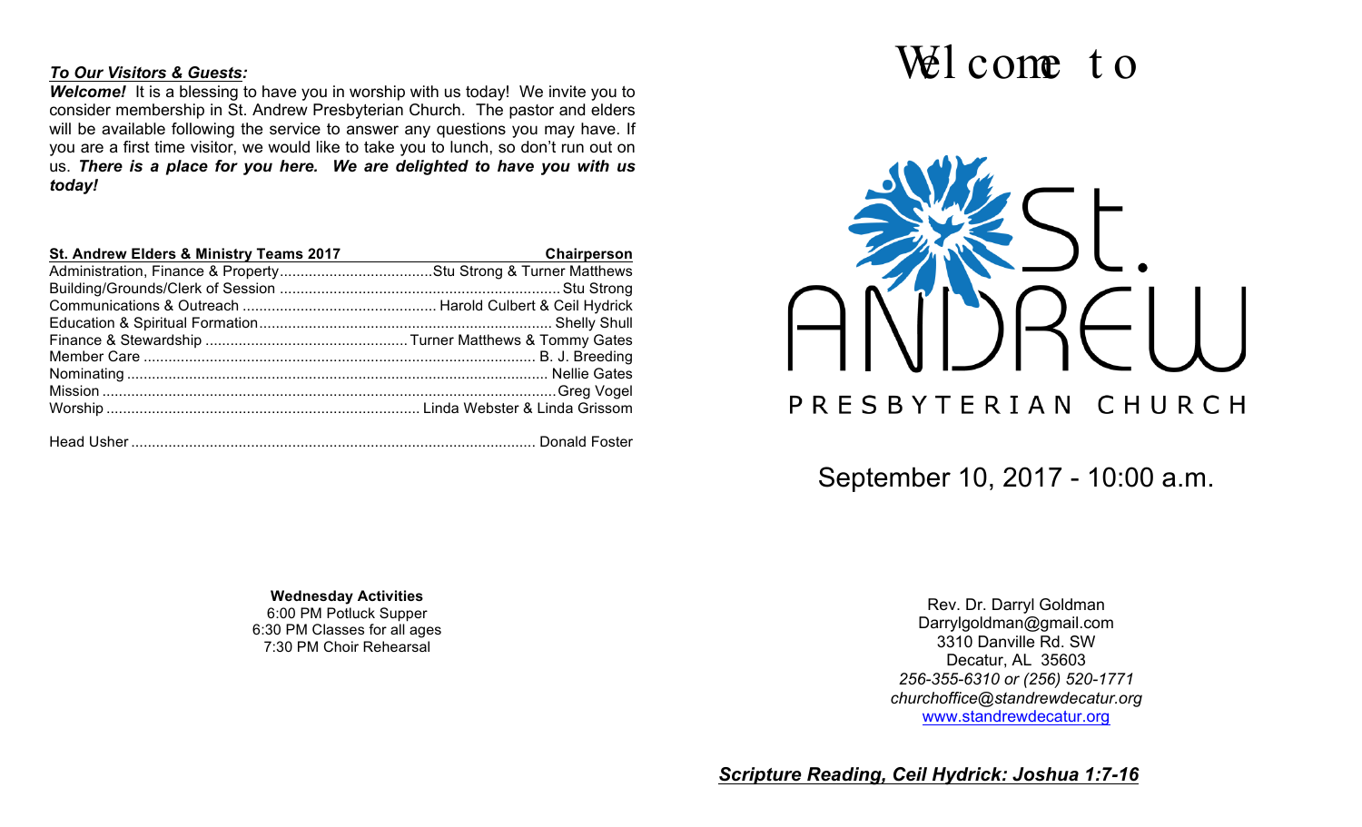*To Our Visitors & Guests:*

***Welcome!*** It is a blessing to have you in worship with us today! We invite you to consider membership in St. Andrew Presbyterian Church. The pastor and elders will be available following the service to answer any questions you may have. If you are a first time visitor, we would like to take you to lunch, so don't run out on us. ***There is a place for you here. We are delighted to have you with us today!***

| St. Andrew Elders & Ministry Teams 2017 | Chairperson |
|---|---|
| Administration, Finance & Property | Stu Strong & Turner Matthews |
| Building/Grounds/Clerk of Session | Stu Strong |
| Communications & Outreach | Harold Culbert & Ceil Hydrick |
| Education & Spiritual Formation | Shelly Shull |
| Finance & Stewardship | Turner Matthews & Tommy Gates |
| Member Care | B. J. Breeding |
| Nominating | Nellie Gates |
| Mission | Greg Vogel |
| Worship | Linda Webster & Linda Grissom |
| Head Usher | Donald Foster |

**Wednesday Activities**
6:00 PM Potluck Supper
6:30 PM Classes for all ages
7:30 PM Choir Rehearsal

# Welcome to

St. ANDREW
PRESBYTERIAN CHURCH

## September 10, 2017 - 10:00 a.m.

Rev. Dr. Darryl Goldman
Darrylgoldman@gmail.com
3310 Danville Rd. SW
Decatur, AL 35603
*256-355-6310 or (256) 520-1771*
*churchoffice@standrewdecatur.org*
www.standrewdecatur.org

***Scripture Reading, Ceil Hydrick: Joshua 1:7-16***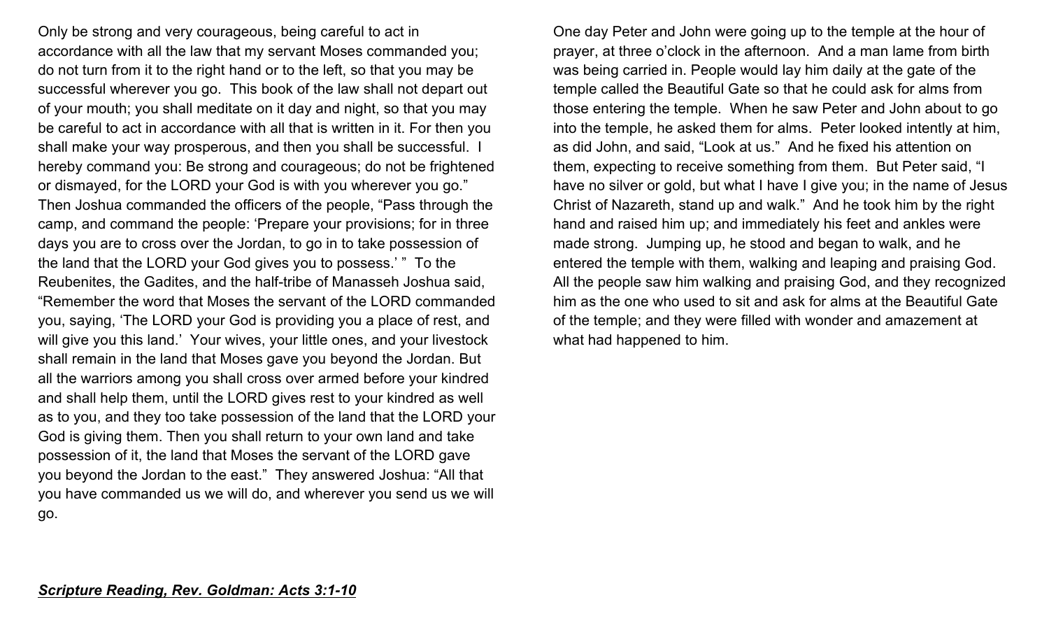Only be strong and very courageous, being careful to act in accordance with all the law that my servant Moses commanded you; do not turn from it to the right hand or to the left, so that you may be successful wherever you go. This book of the law shall not depart out of your mouth; you shall meditate on it day and night, so that you may be careful to act in accordance with all that is written in it. For then you shall make your way prosperous, and then you shall be successful. I hereby command you: Be strong and courageous; do not be frightened or dismayed, for the LORD your God is with you wherever you go." Then Joshua commanded the officers of the people, "Pass through the camp, and command the people: 'Prepare your provisions; for in three days you are to cross over the Jordan, to go in to take possession of the land that the LORD your God gives you to possess.' " To the Reubenites, the Gadites, and the half-tribe of Manasseh Joshua said, "Remember the word that Moses the servant of the LORD commanded you, saying, 'The LORD your God is providing you a place of rest, and will give you this land.' Your wives, your little ones, and your livestock shall remain in the land that Moses gave you beyond the Jordan. But all the warriors among you shall cross over armed before your kindred and shall help them, until the LORD gives rest to your kindred as well as to you, and they too take possession of the land that the LORD your God is giving them. Then you shall return to your own land and take possession of it, the land that Moses the servant of the LORD gave you beyond the Jordan to the east." They answered Joshua: "All that you have commanded us we will do, and wherever you send us we will go.

***Scripture Reading, Rev. Goldman: Acts 3:1-10***

One day Peter and John were going up to the temple at the hour of prayer, at three o'clock in the afternoon. And a man lame from birth was being carried in. People would lay him daily at the gate of the temple called the Beautiful Gate so that he could ask for alms from those entering the temple. When he saw Peter and John about to go into the temple, he asked them for alms. Peter looked intently at him, as did John, and said, "Look at us." And he fixed his attention on them, expecting to receive something from them. But Peter said, "I have no silver or gold, but what I have I give you; in the name of Jesus Christ of Nazareth, stand up and walk." And he took him by the right hand and raised him up; and immediately his feet and ankles were made strong. Jumping up, he stood and began to walk, and he entered the temple with them, walking and leaping and praising God. All the people saw him walking and praising God, and they recognized him as the one who used to sit and ask for alms at the Beautiful Gate of the temple; and they were filled with wonder and amazement at what had happened to him.